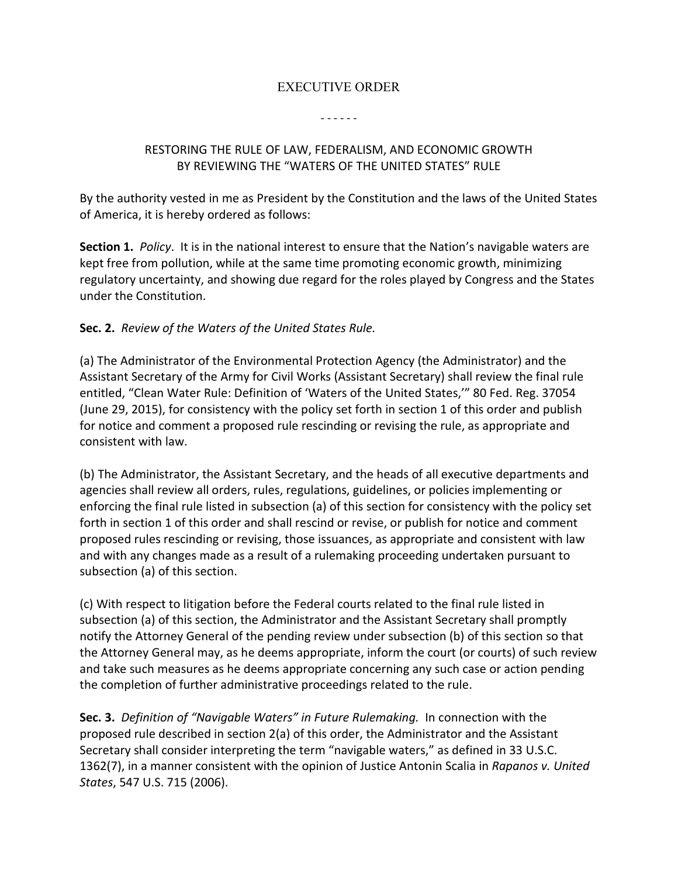# EXECUTIVE ORDER

- - - - - -

## RESTORING THE RULE OF LAW, FEDERALISM, AND ECONOMIC GROWTH BY REVIEWING THE "WATERS OF THE UNITED STATES" RULE

By the authority vested in me as President by the Constitution and the laws of the United States of America, it is hereby ordered as follows:

**Section 1.** *Policy*. It is in the national interest to ensure that the Nation's navigable waters are kept free from pollution, while at the same time promoting economic growth, minimizing regulatory uncertainty, and showing due regard for the roles played by Congress and the States under the Constitution.

**Sec. 2.** *Review of the Waters of the United States Rule.*

(a) The Administrator of the Environmental Protection Agency (the Administrator) and the Assistant Secretary of the Army for Civil Works (Assistant Secretary) shall review the final rule entitled, "Clean Water Rule: Definition of 'Waters of the United States,'" 80 Fed. Reg. 37054 (June 29, 2015), for consistency with the policy set forth in section 1 of this order and publish for notice and comment a proposed rule rescinding or revising the rule, as appropriate and consistent with law.

(b) The Administrator, the Assistant Secretary, and the heads of all executive departments and agencies shall review all orders, rules, regulations, guidelines, or policies implementing or enforcing the final rule listed in subsection (a) of this section for consistency with the policy set forth in section 1 of this order and shall rescind or revise, or publish for notice and comment proposed rules rescinding or revising, those issuances, as appropriate and consistent with law and with any changes made as a result of a rulemaking proceeding undertaken pursuant to subsection (a) of this section.

(c) With respect to litigation before the Federal courts related to the final rule listed in subsection (a) of this section, the Administrator and the Assistant Secretary shall promptly notify the Attorney General of the pending review under subsection (b) of this section so that the Attorney General may, as he deems appropriate, inform the court (or courts) of such review and take such measures as he deems appropriate concerning any such case or action pending the completion of further administrative proceedings related to the rule.

**Sec. 3.** *Definition of "Navigable Waters" in Future Rulemaking.* In connection with the proposed rule described in section 2(a) of this order, the Administrator and the Assistant Secretary shall consider interpreting the term "navigable waters," as defined in 33 U.S.C. 1362(7), in a manner consistent with the opinion of Justice Antonin Scalia in *Rapanos v. United States*, 547 U.S. 715 (2006).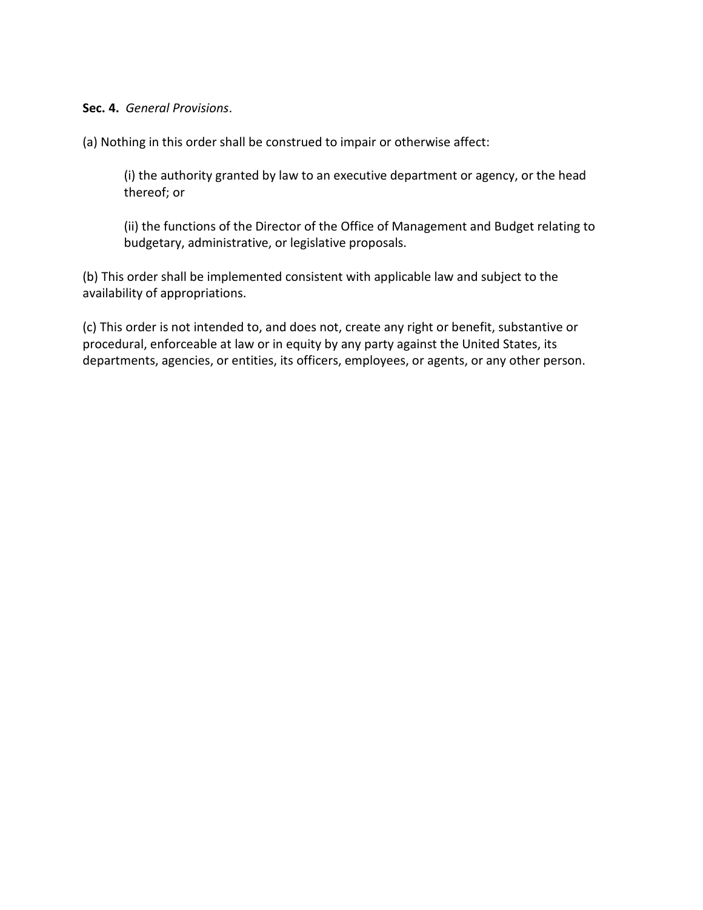**Sec. 4.** *General Provisions*.

(a) Nothing in this order shall be construed to impair or otherwise affect:

> (i) the authority granted by law to an executive department or agency, or the head thereof; or
>
> (ii) the functions of the Director of the Office of Management and Budget relating to budgetary, administrative, or legislative proposals.

(b) This order shall be implemented consistent with applicable law and subject to the availability of appropriations.

(c) This order is not intended to, and does not, create any right or benefit, substantive or procedural, enforceable at law or in equity by any party against the United States, its departments, agencies, or entities, its officers, employees, or agents, or any other person.